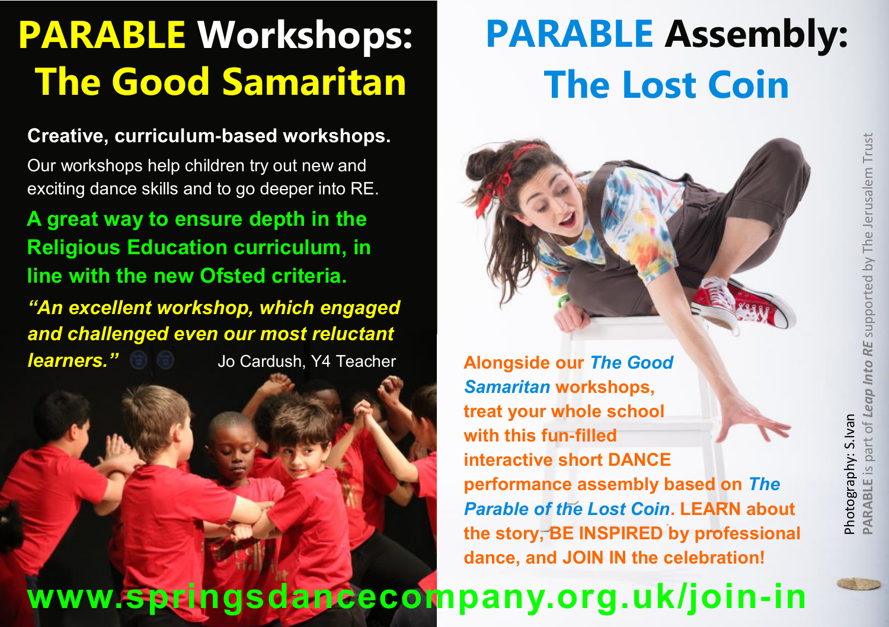# PARABLE Workshops: The Good Samaritan

**Creative, curriculum-based workshops.**

Our workshops help children try out new and exciting dance skills and to go deeper into RE.

**A great way to ensure depth in the Religious Education curriculum, in line with the new Ofsted criteria.**

***"An excellent workshop, which engaged and challenged even our most reluctant learners."*** Jo Cardush, Y4 Teacher

# PARABLE Assembly: The Lost Coin

**Alongside our *The Good Samaritan* workshops, treat your whole school with this fun-filled interactive short DANCE performance assembly based on *The Parable of the Lost Coin*. LEARN about the story, BE INSPIRED by professional dance, and JOIN IN the celebration!**

**www.springsdancecompany.org.uk/join-in**

Photography: S.Ivan

**PARABLE** is part of ***Leap Into RE*** supported by The Jerusalem Trust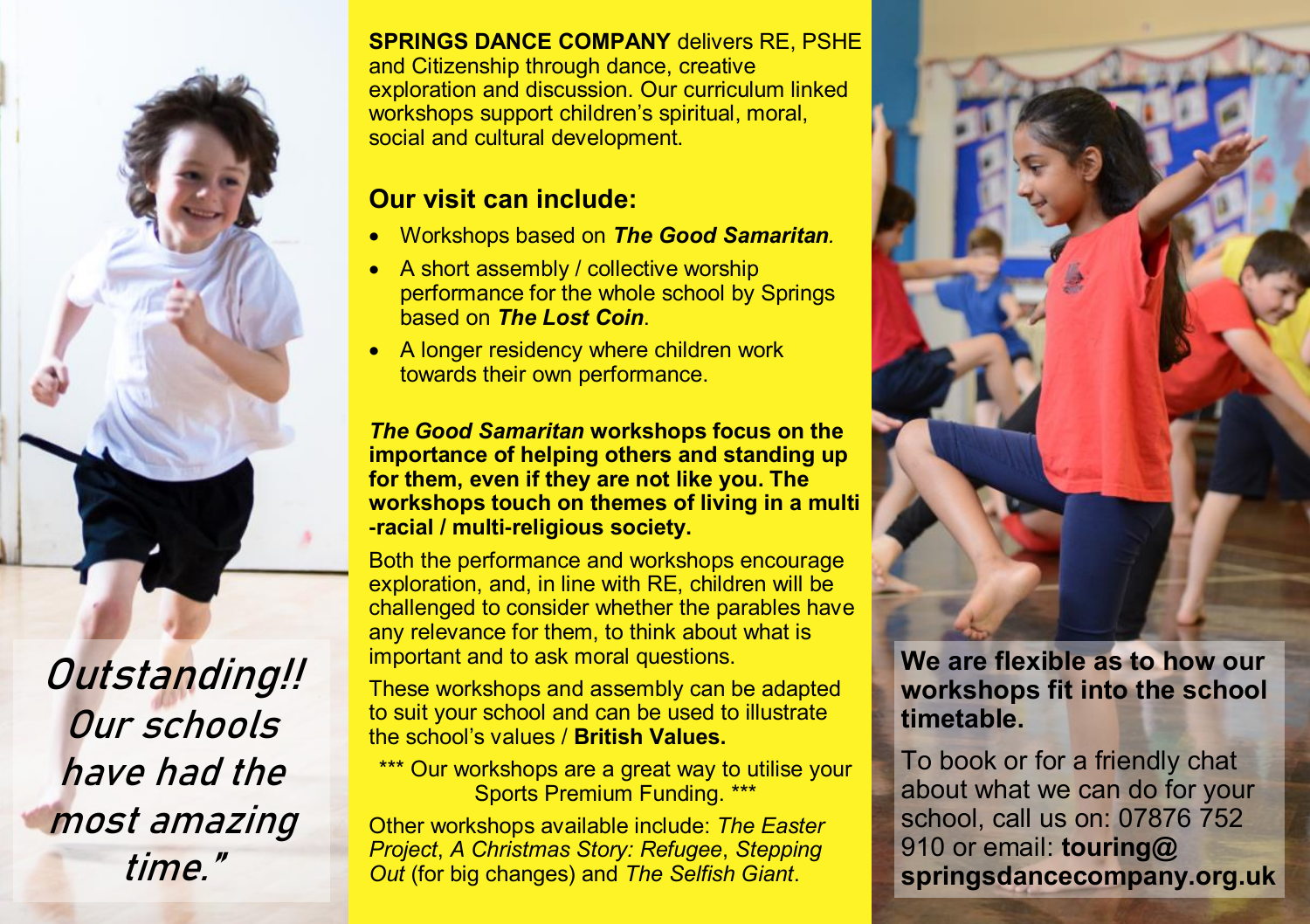*Outstanding!! Our schools have had the most amazing time."*

**SPRINGS DANCE COMPANY** delivers RE, PSHE and Citizenship through dance, creative exploration and discussion. Our curriculum linked workshops support children's spiritual, moral, social and cultural development.

## Our visit can include:

- Workshops based on ***The Good Samaritan***.
- A short assembly / collective worship performance for the whole school by Springs based on ***The Lost Coin***.
- A longer residency where children work towards their own performance.

***The Good Samaritan*** **workshops focus on the importance of helping others and standing up for them, even if they are not like you. The workshops touch on themes of living in a multi-racial / multi-religious society.**

Both the performance and workshops encourage exploration, and, in line with RE, children will be challenged to consider whether the parables have any relevance for them, to think about what is important and to ask moral questions.

These workshops and assembly can be adapted to suit your school and can be used to illustrate the school's values / **British Values.**

*** Our workshops are a great way to utilise your Sports Premium Funding. ***

Other workshops available include: *The Easter Project*, *A Christmas Story: Refugee*, *Stepping Out* (for big changes) and *The Selfish Giant*.

**We are flexible as to how our workshops fit into the school timetable.**

To book or for a friendly chat about what we can do for your school, call us on: 07876 752 910 or email: **touring@springsdancecompany.org.uk**